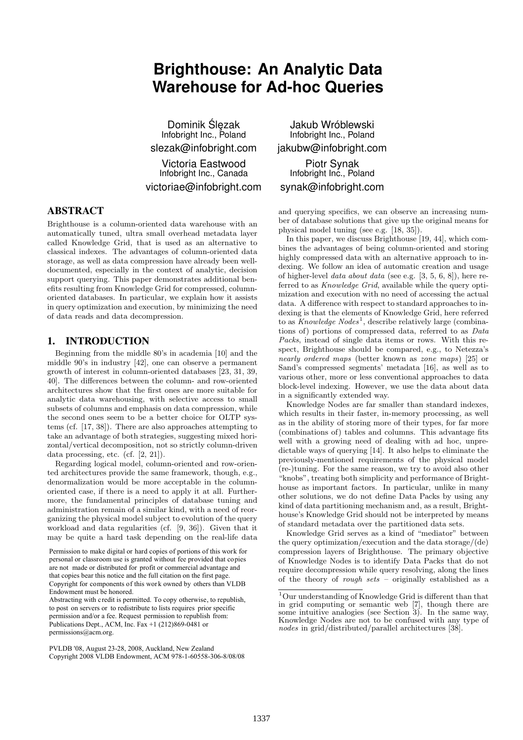# Brighthouse: An Analytic Data Warehouse for Ad-hoc Queries

Dominik Ślęzak
Infobright Inc., Poland
slezak@infobright.com

Jakub Wróblewski
Infobright Inc., Poland
jakubw@infobright.com

Victoria Eastwood
Infobright Inc., Canada
victoriae@infobright.com

Piotr Synak
Infobright Inc., Poland
synak@infobright.com

## ABSTRACT

Brighthouse is a column-oriented data warehouse with an automatically tuned, ultra small overhead metadata layer called Knowledge Grid, that is used as an alternative to classical indexes. The advantages of column-oriented data storage, as well as data compression have already been well-documented, especially in the context of analytic, decision support querying. This paper demonstrates additional benefits resulting from Knowledge Grid for compressed, column-oriented databases. In particular, we explain how it assists in query optimization and execution, by minimizing the need of data reads and data decompression.

## 1. INTRODUCTION

Beginning from the middle 80's in academia [10] and the middle 90's in industry [42], one can observe a permanent growth of interest in column-oriented databases [23, 31, 39, 40]. The differences between the column- and row-oriented architectures show that the first ones are more suitable for analytic data warehousing, with selective access to small subsets of columns and emphasis on data compression, while the second ones seem to be a better choice for OLTP systems (cf. [17, 38]). There are also approaches attempting to take an advantage of both strategies, suggesting mixed horizontal/vertical decomposition, not so strictly column-driven data processing, etc. (cf. [2, 21]).

Regarding logical model, column-oriented and row-oriented architectures provide the same framework, though, e.g., denormalization would be more acceptable in the column-oriented case, if there is a need to apply it at all. Furthermore, the fundamental principles of database tuning and administration remain of a similar kind, with a need of reorganizing the physical model subject to evolution of the query workload and data regularities (cf. [9, 36]). Given that it may be quite a hard task depending on the real-life data and querying specifics, we can observe an increasing number of database solutions that give up the original means for physical model tuning (see e.g. [18, 35]).

In this paper, we discuss Brighthouse [19, 44], which combines the advantages of being column-oriented and storing highly compressed data with an alternative approach to indexing. We follow an idea of automatic creation and usage of higher-level *data about data* (see e.g. [3, 5, 6, 8]), here referred to as *Knowledge Grid*, available while the query optimization and execution with no need of accessing the actual data. A difference with respect to standard approaches to indexing is that the elements of Knowledge Grid, here referred to as *Knowledge Nodes*[1], describe relatively large (combinations of) portions of compressed data, referred to as *Data Packs*, instead of single data items or rows. With this respect, Brighthouse should be compared, e.g., to Netezza's *nearly ordered maps* (better known as *zone maps*) [25] or Sand's compressed segments' metadata [16], as well as to various other, more or less conventional approaches to data block-level indexing. However, we use the data about data in a significantly extended way.

Knowledge Nodes are far smaller than standard indexes, which results in their faster, in-memory processing, as well as in the ability of storing more of their types, for far more (combinations of) tables and columns. This advantage fits well with a growing need of dealing with ad hoc, unpredictable ways of querying [14]. It also helps to eliminate the previously-mentioned requirements of the physical model (re-)tuning. For the same reason, we try to avoid also other "knobs", treating both simplicity and performance of Brighthouse as important factors. In particular, unlike in many other solutions, we do not define Data Packs by using any kind of data partitioning mechanism and, as a result, Brighthouse's Knowledge Grid should not be interpreted by means of standard metadata over the partitioned data sets.

Knowledge Grid serves as a kind of "mediator" between the query optimization/execution and the data storage/(de)compression layers of Brighthouse. The primary objective of Knowledge Nodes is to identify Data Packs that do not require decompression while query resolving, along the lines of the theory of *rough sets* – originally established as a

[1] Our understanding of Knowledge Grid is different than that in grid computing or semantic web [7], though there are some intuitive analogies (see Section 3). In the same way, Knowledge Nodes are not to be confused with any type of *nodes* in grid/distributed/parallel architectures [38].

Permission to make digital or hard copies of portions of this work for personal or classroom use is granted without fee provided that copies are not made or distributed for profit or commercial advantage and that copies bear this notice and the full citation on the first page. Copyright for components of this work owned by others than VLDB Endowment must be honored.
Abstracting with credit is permitted. To copy otherwise, to republish, to post on servers or to redistribute to lists requires prior specific permission and/or a fee. Request permission to republish from: Publications Dept., ACM, Inc. Fax +1 (212)869-0481 or permissions@acm.org.

PVLDB '08, August 23-28, 2008, Auckland, New Zealand
Copyright 2008 VLDB Endowment, ACM 978-1-60558-306-8/08/08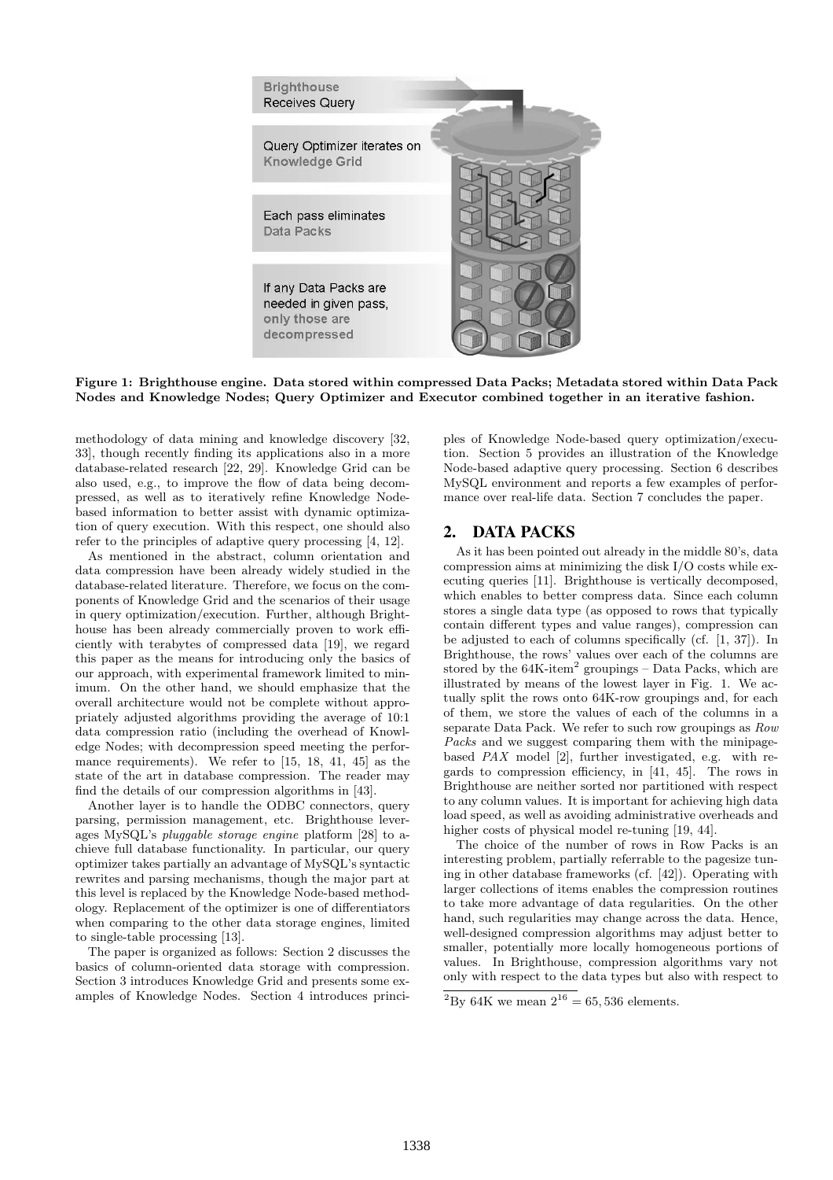Figure 1: Brighthouse engine. Data stored within compressed Data Packs; Metadata stored within Data Pack Nodes and Knowledge Nodes; Query Optimizer and Executor combined together in an iterative fashion.

methodology of data mining and knowledge discovery [32, 33], though recently finding its applications also in a more database-related research [22, 29]. Knowledge Grid can be also used, e.g., to improve the flow of data being decompressed, as well as to iteratively refine Knowledge Node-based information to better assist with dynamic optimization of query execution. With this respect, one should also refer to the principles of adaptive query processing [4, 12].

As mentioned in the abstract, column orientation and data compression have been already widely studied in the database-related literature. Therefore, we focus on the components of Knowledge Grid and the scenarios of their usage in query optimization/execution. Further, although Brighthouse has been already commercially proven to work efficiently with terabytes of compressed data [19], we regard this paper as the means for introducing only the basics of our approach, with experimental framework limited to minimum. On the other hand, we should emphasize that the overall architecture would not be complete without appropriately adjusted algorithms providing the average of 10:1 data compression ratio (including the overhead of Knowledge Nodes; with decompression speed meeting the performance requirements). We refer to [15, 18, 41, 45] as the state of the art in database compression. The reader may find the details of our compression algorithms in [43].

Another layer is to handle the ODBC connectors, query parsing, permission management, etc. Brighthouse leverages MySQL's *pluggable storage engine* platform [28] to achieve full database functionality. In particular, our query optimizer takes partially an advantage of MySQL's syntactic rewrites and parsing mechanisms, though the major part at this level is replaced by the Knowledge Node-based methodology. Replacement of the optimizer is one of differentiators when comparing to the other data storage engines, limited to single-table processing [13].

The paper is organized as follows: Section 2 discusses the basics of column-oriented data storage with compression. Section 3 introduces Knowledge Grid and presents some examples of Knowledge Nodes. Section 4 introduces principles of Knowledge Node-based query optimization/execution. Section 5 provides an illustration of the Knowledge Node-based adaptive query processing. Section 6 describes MySQL environment and reports a few examples of performance over real-life data. Section 7 concludes the paper.

## 2. DATA PACKS

As it has been pointed out already in the middle 80's, data compression aims at minimizing the disk I/O costs while executing queries [11]. Brighthouse is vertically decomposed, which enables to better compress data. Since each column stores a single data type (as opposed to rows that typically contain different types and value ranges), compression can be adjusted to each of columns specifically (cf. [1, 37]). In Brighthouse, the rows' values over each of the columns are stored by the 64K-item[2] groupings – Data Packs, which are illustrated by means of the lowest layer in Fig. 1. We actually split the rows onto 64K-row groupings and, for each of them, we store the values of each of the columns in a separate Data Pack. We refer to such row groupings as *Row Packs* and we suggest comparing them with the minipage-based *PAX* model [2], further investigated, e.g. with regards to compression efficiency, in [41, 45]. The rows in Brighthouse are neither sorted nor partitioned with respect to any column values. It is important for achieving high data load speed, as well as avoiding administrative overheads and higher costs of physical model re-tuning [19, 44].

The choice of the number of rows in Row Packs is an interesting problem, partially referrable to the pagesize tuning in other database frameworks (cf. [42]). Operating with larger collections of items enables the compression routines to take more advantage of data regularities. On the other hand, such regularities may change across the data. Hence, well-designed compression algorithms may adjust better to smaller, potentially more locally homogeneous portions of values. In Brighthouse, compression algorithms vary not only with respect to the data types but also with respect to

[2] By 64K we mean $2^{16} = 65,536$ elements.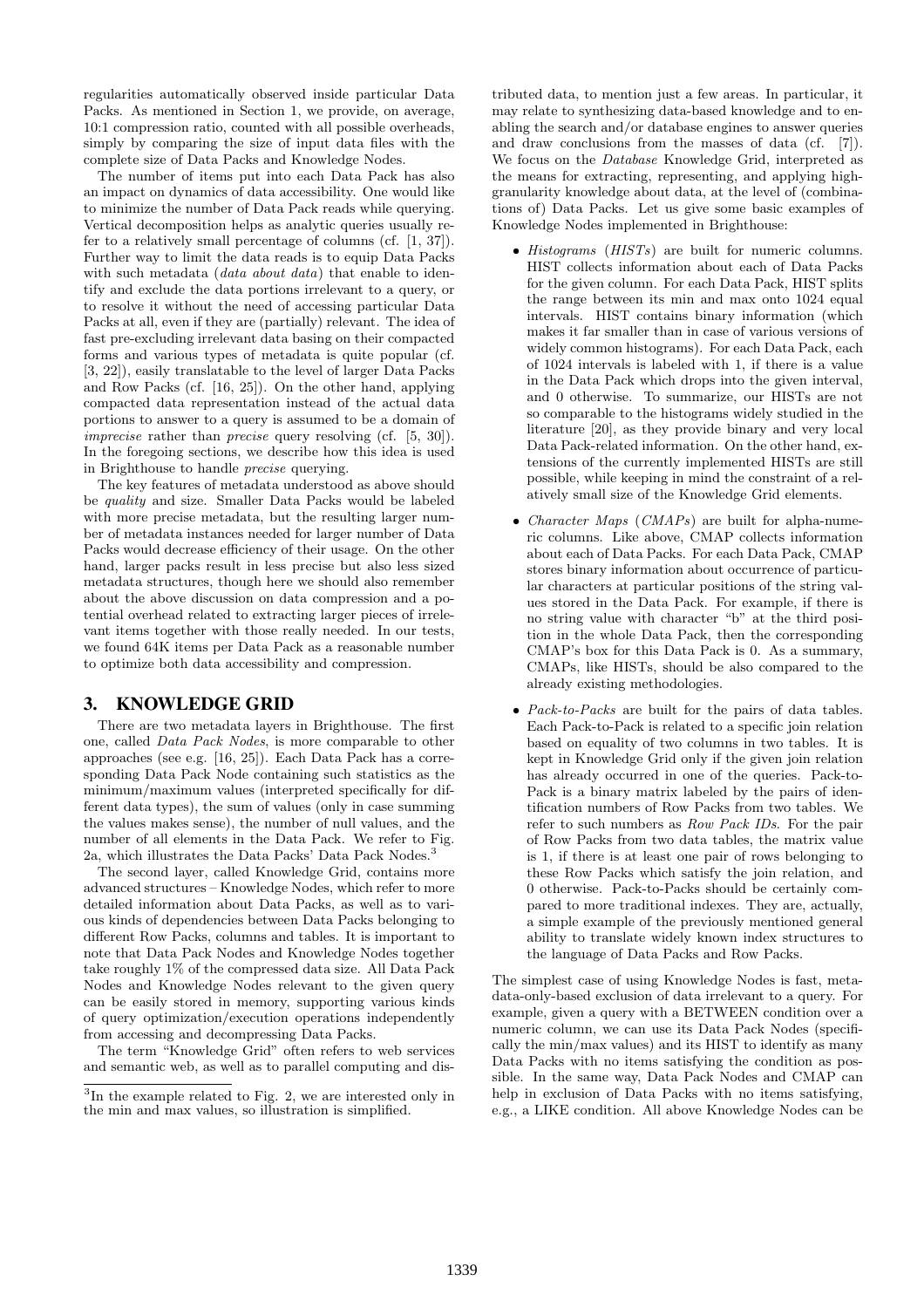regularities automatically observed inside particular Data Packs. As mentioned in Section 1, we provide, on average, 10:1 compression ratio, counted with all possible overheads, simply by comparing the size of input data files with the complete size of Data Packs and Knowledge Nodes.

The number of items put into each Data Pack has also an impact on dynamics of data accessibility. One would like to minimize the number of Data Pack reads while querying. Vertical decomposition helps as analytic queries usually refer to a relatively small percentage of columns (cf. [1, 37]). Further way to limit the data reads is to equip Data Packs with such metadata (*data about data*) that enable to identify and exclude the data portions irrelevant to a query, or to resolve it without the need of accessing particular Data Packs at all, even if they are (partially) relevant. The idea of fast pre-excluding irrelevant data basing on their compacted forms and various types of metadata is quite popular (cf. [3, 22]), easily translatable to the level of larger Data Packs and Row Packs (cf. [16, 25]). On the other hand, applying compacted data representation instead of the actual data portions to answer to a query is assumed to be a domain of *imprecise* rather than *precise* query resolving (cf. [5, 30]). In the foregoing sections, we describe how this idea is used in Brighthouse to handle *precise* querying.

The key features of metadata understood as above should be *quality* and size. Smaller Data Packs would be labeled with more precise metadata, but the resulting larger number of metadata instances needed for larger number of Data Packs would decrease efficiency of their usage. On the other hand, larger packs result in less precise but also less sized metadata structures, though here we should also remember about the above discussion on data compression and a potential overhead related to extracting larger pieces of irrelevant items together with those really needed. In our tests, we found 64K items per Data Pack as a reasonable number to optimize both data accessibility and compression.

## 3. KNOWLEDGE GRID

There are two metadata layers in Brighthouse. The first one, called *Data Pack Nodes*, is more comparable to other approaches (see e.g. [16, 25]). Each Data Pack has a corresponding Data Pack Node containing such statistics as the minimum/maximum values (interpreted specifically for different data types), the sum of values (only in case summing the values makes sense), the number of null values, and the number of all elements in the Data Pack. We refer to Fig. 2a, which illustrates the Data Packs' Data Pack Nodes.[3]

The second layer, called Knowledge Grid, contains more advanced structures – Knowledge Nodes, which refer to more detailed information about Data Packs, as well as to various kinds of dependencies between Data Packs belonging to different Row Packs, columns and tables. It is important to note that Data Pack Nodes and Knowledge Nodes together take roughly 1% of the compressed data size. All Data Pack Nodes and Knowledge Nodes relevant to the given query can be easily stored in memory, supporting various kinds of query optimization/execution operations independently from accessing and decompressing Data Packs.

The term "Knowledge Grid" often refers to web services and semantic web, as well as to parallel computing and distributed data, to mention just a few areas. In particular, it may relate to synthesizing data-based knowledge and to enabling the search and/or database engines to answer queries and draw conclusions from the masses of data (cf. [7]). We focus on the *Database* Knowledge Grid, interpreted as the means for extracting, representing, and applying high-granularity knowledge about data, at the level of (combinations of) Data Packs. Let us give some basic examples of Knowledge Nodes implemented in Brighthouse:

- *Histograms* (*HISTs*) are built for numeric columns. HIST collects information about each of Data Packs for the given column. For each Data Pack, HIST splits the range between its min and max onto 1024 equal intervals. HIST contains binary information (which makes it far smaller than in case of various versions of widely common histograms). For each Data Pack, each of 1024 intervals is labeled with 1, if there is a value in the Data Pack which drops into the given interval, and 0 otherwise. To summarize, our HISTs are not so comparable to the histograms widely studied in the literature [20], as they provide binary and very local Data Pack-related information. On the other hand, extensions of the currently implemented HISTs are still possible, while keeping in mind the constraint of a relatively small size of the Knowledge Grid elements.
- *Character Maps* (*CMAPs*) are built for alpha-numeric columns. Like above, CMAP collects information about each of Data Packs. For each Data Pack, CMAP stores binary information about occurrence of particular characters at particular positions of the string values stored in the Data Pack. For example, if there is no string value with character "b" at the third position in the whole Data Pack, then the corresponding CMAP's box for this Data Pack is 0. As a summary, CMAPs, like HISTs, should be also compared to the already existing methodologies.
- *Pack-to-Packs* are built for the pairs of data tables. Each Pack-to-Pack is related to a specific join relation based on equality of two columns in two tables. It is kept in Knowledge Grid only if the given join relation has already occurred in one of the queries. Pack-to-Pack is a binary matrix labeled by the pairs of identification numbers of Row Packs from two tables. We refer to such numbers as *Row Pack IDs*. For the pair of Row Packs from two data tables, the matrix value is 1, if there is at least one pair of rows belonging to these Row Packs which satisfy the join relation, and 0 otherwise. Pack-to-Packs should be certainly compared to more traditional indexes. They are, actually, a simple example of the previously mentioned general ability to translate widely known index structures to the language of Data Packs and Row Packs.

The simplest case of using Knowledge Nodes is fast, metadata-only-based exclusion of data irrelevant to a query. For example, given a query with a BETWEEN condition over a numeric column, we can use its Data Pack Nodes (specifically the min/max values) and its HIST to identify as many Data Packs with no items satisfying the condition as possible. In the same way, Data Pack Nodes and CMAP can help in exclusion of Data Packs with no items satisfying, e.g., a LIKE condition. All above Knowledge Nodes can be

[3] In the example related to Fig. 2, we are interested only in the min and max values, so illustration is simplified.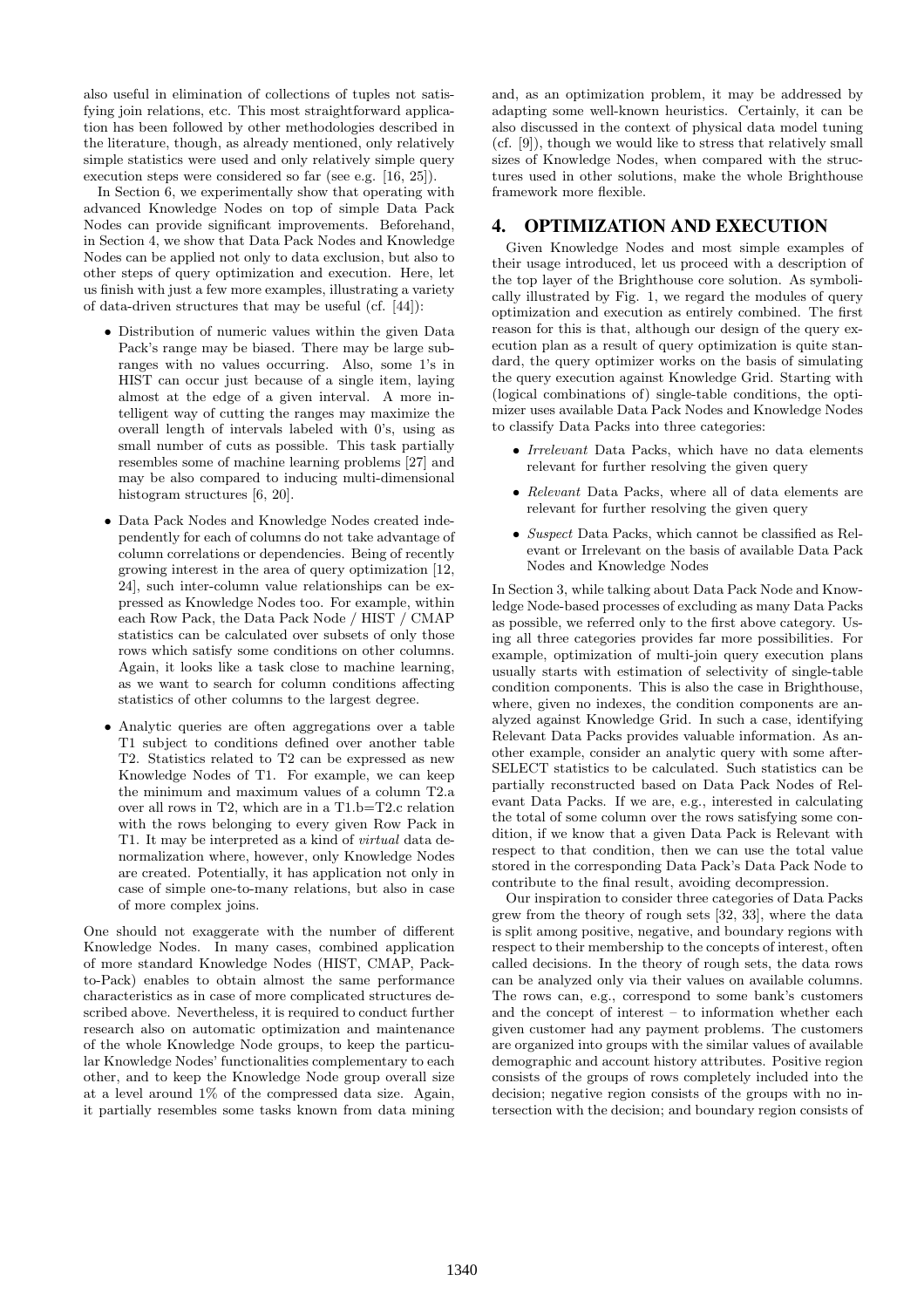also useful in elimination of collections of tuples not satisfying join relations, etc. This most straightforward application has been followed by other methodologies described in the literature, though, as already mentioned, only relatively simple statistics were used and only relatively simple query execution steps were considered so far (see e.g. [16, 25]).

In Section 6, we experimentally show that operating with advanced Knowledge Nodes on top of simple Data Pack Nodes can provide significant improvements. Beforehand, in Section 4, we show that Data Pack Nodes and Knowledge Nodes can be applied not only to data exclusion, but also to other steps of query optimization and execution. Here, let us finish with just a few more examples, illustrating a variety of data-driven structures that may be useful (cf. [44]):

- Distribution of numeric values within the given Data Pack's range may be biased. There may be large subranges with no values occurring. Also, some 1's in HIST can occur just because of a single item, laying almost at the edge of a given interval. A more intelligent way of cutting the ranges may maximize the overall length of intervals labeled with 0's, using as small number of cuts as possible. This task partially resembles some of machine learning problems [27] and may be also compared to inducing multi-dimensional histogram structures [6, 20].
- Data Pack Nodes and Knowledge Nodes created independently for each of columns do not take advantage of column correlations or dependencies. Being of recently growing interest in the area of query optimization [12, 24], such inter-column value relationships can be expressed as Knowledge Nodes too. For example, within each Row Pack, the Data Pack Node / HIST / CMAP statistics can be calculated over subsets of only those rows which satisfy some conditions on other columns. Again, it looks like a task close to machine learning, as we want to search for column conditions affecting statistics of other columns to the largest degree.
- Analytic queries are often aggregations over a table T1 subject to conditions defined over another table T2. Statistics related to T2 can be expressed as new Knowledge Nodes of T1. For example, we can keep the minimum and maximum values of a column T2.a over all rows in T2, which are in a T1.b=T2.c relation with the rows belonging to every given Row Pack in T1. It may be interpreted as a kind of *virtual* data denormalization where, however, only Knowledge Nodes are created. Potentially, it has application not only in case of simple one-to-many relations, but also in case of more complex joins.

One should not exaggerate with the number of different Knowledge Nodes. In many cases, combined application of more standard Knowledge Nodes (HIST, CMAP, Pack-to-Pack) enables to obtain almost the same performance characteristics as in case of more complicated structures described above. Nevertheless, it is required to conduct further research also on automatic optimization and maintenance of the whole Knowledge Node groups, to keep the particular Knowledge Nodes' functionalities complementary to each other, and to keep the Knowledge Node group overall size at a level around 1% of the compressed data size. Again, it partially resembles some tasks known from data mining and, as an optimization problem, it may be addressed by adapting some well-known heuristics. Certainly, it can be also discussed in the context of physical data model tuning (cf. [9]), though we would like to stress that relatively small sizes of Knowledge Nodes, when compared with the structures used in other solutions, make the whole Brighthouse framework more flexible.

## 4. OPTIMIZATION AND EXECUTION

Given Knowledge Nodes and most simple examples of their usage introduced, let us proceed with a description of the top layer of the Brighthouse core solution. As symbolically illustrated by Fig. 1, we regard the modules of query optimization and execution as entirely combined. The first reason for this is that, although our design of the query execution plan as a result of query optimization is quite standard, the query optimizer works on the basis of simulating the query execution against Knowledge Grid. Starting with (logical combinations of) single-table conditions, the optimizer uses available Data Pack Nodes and Knowledge Nodes to classify Data Packs into three categories:

- *Irrelevant* Data Packs, which have no data elements relevant for further resolving the given query
- *Relevant* Data Packs, where all of data elements are relevant for further resolving the given query
- *Suspect* Data Packs, which cannot be classified as Relevant or Irrelevant on the basis of available Data Pack Nodes and Knowledge Nodes

In Section 3, while talking about Data Pack Node and Knowledge Node-based processes of excluding as many Data Packs as possible, we referred only to the first above category. Using all three categories provides far more possibilities. For example, optimization of multi-join query execution plans usually starts with estimation of selectivity of single-table condition components. This is also the case in Brighthouse, where, given no indexes, the condition components are analyzed against Knowledge Grid. In such a case, identifying Relevant Data Packs provides valuable information. As another example, consider an analytic query with some after-SELECT statistics to be calculated. Such statistics can be partially reconstructed based on Data Pack Nodes of Relevant Data Packs. If we are, e.g., interested in calculating the total of some column over the rows satisfying some condition, if we know that a given Data Pack is Relevant with respect to that condition, then we can use the total value stored in the corresponding Data Pack's Data Pack Node to contribute to the final result, avoiding decompression.

Our inspiration to consider three categories of Data Packs grew from the theory of rough sets [32, 33], where the data is split among positive, negative, and boundary regions with respect to their membership to the concepts of interest, often called decisions. In the theory of rough sets, the data rows can be analyzed only via their values on available columns. The rows can, e.g., correspond to some bank's customers and the concept of interest – to information whether each given customer had any payment problems. The customers are organized into groups with the similar values of available demographic and account history attributes. Positive region consists of the groups of rows completely included into the decision; negative region consists of the groups with no intersection with the decision; and boundary region consists of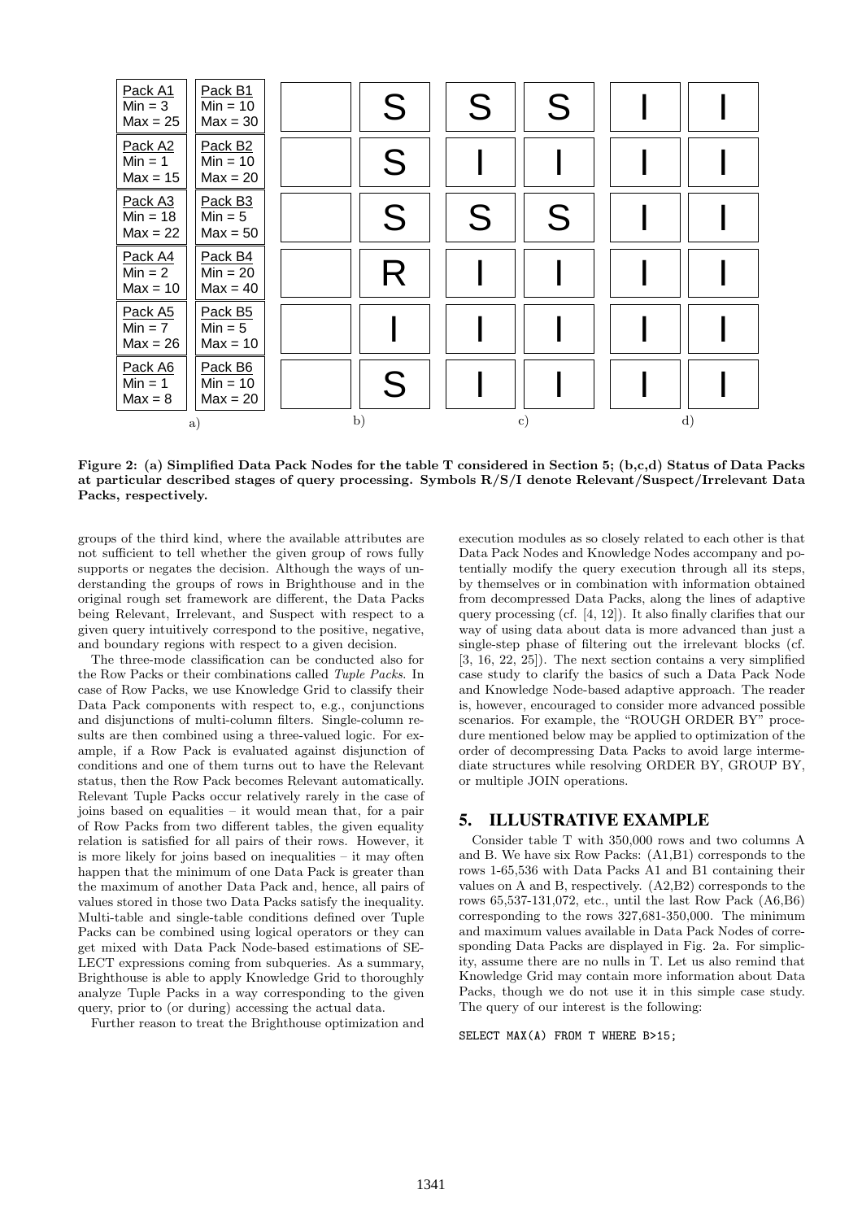| Pack A1<br>Min = 3<br>Max = 25 | Pack B1<br>Min = 10<br>Max = 30 | | S | S | S | I | I |
|---|---|---|---|---|---|---|---|
| Pack A2<br>Min = 1<br>Max = 15 | Pack B2<br>Min = 10<br>Max = 20 | | S | I | I | I | I |
| Pack A3<br>Min = 18<br>Max = 22 | Pack B3<br>Min = 5<br>Max = 50 | | S | S | S | I | I |
| Pack A4<br>Min = 2<br>Max = 10 | Pack B4<br>Min = 20<br>Max = 40 | | R | I | I | I | I |
| Pack A5<br>Min = 7<br>Max = 26 | Pack B5<br>Min = 5<br>Max = 10 | | I | I | I | I | I |
| Pack A6<br>Min = 1<br>Max = 8 | Pack B6<br>Min = 10<br>Max = 20 | | S | I | I | I | I |
| a) | | b) | | c) | | d) | |

**Figure 2: (a) Simplified Data Pack Nodes for the table T considered in Section 5; (b,c,d) Status of Data Packs at particular described stages of query processing. Symbols R/S/I denote Relevant/Suspect/Irrelevant Data Packs, respectively.**

groups of the third kind, where the available attributes are not sufficient to tell whether the given group of rows fully supports or negates the decision. Although the ways of understanding the groups of rows in Brighthouse and in the original rough set framework are different, the Data Packs being Relevant, Irrelevant, and Suspect with respect to a given query intuitively correspond to the positive, negative, and boundary regions with respect to a given decision.

The three-mode classification can be conducted also for the Row Packs or their combinations called *Tuple Packs*. In case of Row Packs, we use Knowledge Grid to classify their Data Pack components with respect to, e.g., conjunctions and disjunctions of multi-column filters. Single-column results are then combined using a three-valued logic. For example, if a Row Pack is evaluated against disjunction of conditions and one of them turns out to have the Relevant status, then the Row Pack becomes Relevant automatically. Relevant Tuple Packs occur relatively rarely in the case of joins based on equalities – it would mean that, for a pair of Row Packs from two different tables, the given equality relation is satisfied for all pairs of their rows. However, it is more likely for joins based on inequalities – it may often happen that the minimum of one Data Pack is greater than the maximum of another Data Pack and, hence, all pairs of values stored in those two Data Packs satisfy the inequality. Multi-table and single-table conditions defined over Tuple Packs can be combined using logical operators or they can get mixed with Data Pack Node-based estimations of SELECT expressions coming from subqueries. As a summary, Brighthouse is able to apply Knowledge Grid to thoroughly analyze Tuple Packs in a way corresponding to the given query, prior to (or during) accessing the actual data.

Further reason to treat the Brighthouse optimization and execution modules as so closely related to each other is that Data Pack Nodes and Knowledge Nodes accompany and potentially modify the query execution through all its steps, by themselves or in combination with information obtained from decompressed Data Packs, along the lines of adaptive query processing (cf. [4, 12]). It also finally clarifies that our way of using data about data is more advanced than just a single-step phase of filtering out the irrelevant blocks (cf. [3, 16, 22, 25]). The next section contains a very simplified case study to clarify the basics of such a Data Pack Node and Knowledge Node-based adaptive approach. The reader is, however, encouraged to consider more advanced possible scenarios. For example, the "ROUGH ORDER BY" procedure mentioned below may be applied to optimization of the order of decompressing Data Packs to avoid large intermediate structures while resolving ORDER BY, GROUP BY, or multiple JOIN operations.

## 5. ILLUSTRATIVE EXAMPLE

Consider table T with 350,000 rows and two columns A and B. We have six Row Packs: (A1,B1) corresponds to the rows 1-65,536 with Data Packs A1 and B1 containing their values on A and B, respectively. (A2,B2) corresponds to the rows 65,537-131,072, etc., until the last Row Pack (A6,B6) corresponding to the rows 327,681-350,000. The minimum and maximum values available in Data Pack Nodes of corresponding Data Packs are displayed in Fig. 2a. For simplicity, assume there are no nulls in T. Let us also remind that Knowledge Grid may contain more information about Data Packs, though we do not use it in this simple case study. The query of our interest is the following:

```
SELECT MAX(A) FROM T WHERE B>15;
```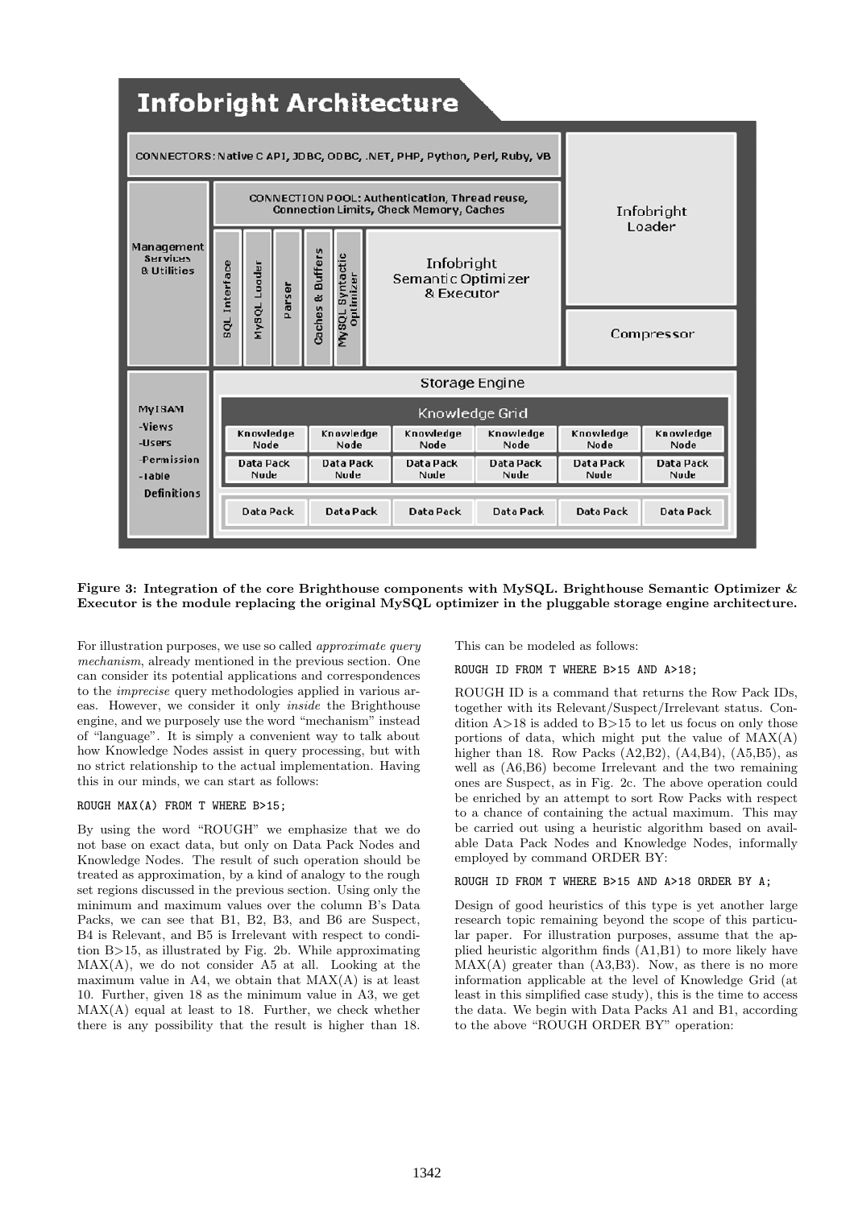**Figure 3: Integration of the core Brighthouse components with MySQL. Brighthouse Semantic Optimizer & Executor is the module replacing the original MySQL optimizer in the pluggable storage engine architecture.**

For illustration purposes, we use so called *approximate query mechanism*, already mentioned in the previous section. One can consider its potential applications and correspondences to the *imprecise* query methodologies applied in various areas. However, we consider it only *inside* the Brighthouse engine, and we purposely use the word "mechanism" instead of "language". It is simply a convenient way to talk about how Knowledge Nodes assist in query processing, but with no strict relationship to the actual implementation. Having this in our minds, we can start as follows:

```
ROUGH MAX(A) FROM T WHERE B>15;
```

By using the word "ROUGH" we emphasize that we do not base on exact data, but only on Data Pack Nodes and Knowledge Nodes. The result of such operation should be treated as approximation, by a kind of analogy to the rough set regions discussed in the previous section. Using only the minimum and maximum values over the column B's Data Packs, we can see that B1, B2, B3, and B6 are Suspect, B4 is Relevant, and B5 is Irrelevant with respect to condition B>15, as illustrated by Fig. 2b. While approximating MAX(A), we do not consider A5 at all. Looking at the maximum value in A4, we obtain that MAX(A) is at least 10. Further, given 18 as the minimum value in A3, we get MAX(A) equal at least to 18. Further, we check whether there is any possibility that the result is higher than 18. This can be modeled as follows:

```
ROUGH ID FROM T WHERE B>15 AND A>18;
```

ROUGH ID is a command that returns the Row Pack IDs, together with its Relevant/Suspect/Irrelevant status. Condition A>18 is added to B>15 to let us focus on only those portions of data, which might put the value of MAX(A) higher than 18. Row Packs (A2,B2), (A4,B4), (A5,B5), as well as (A6,B6) become Irrelevant and the two remaining ones are Suspect, as in Fig. 2c. The above operation could be enriched by an attempt to sort Row Packs with respect to a chance of containing the actual maximum. This may be carried out using a heuristic algorithm based on available Data Pack Nodes and Knowledge Nodes, informally employed by command ORDER BY:

```
ROUGH ID FROM T WHERE B>15 AND A>18 ORDER BY A;
```

Design of good heuristics of this type is yet another large research topic remaining beyond the scope of this particular paper. For illustration purposes, assume that the applied heuristic algorithm finds (A1,B1) to more likely have MAX(A) greater than (A3,B3). Now, as there is no more information applicable at the level of Knowledge Grid (at least in this simplified case study), this is the time to access the data. We begin with Data Packs A1 and B1, according to the above "ROUGH ORDER BY" operation: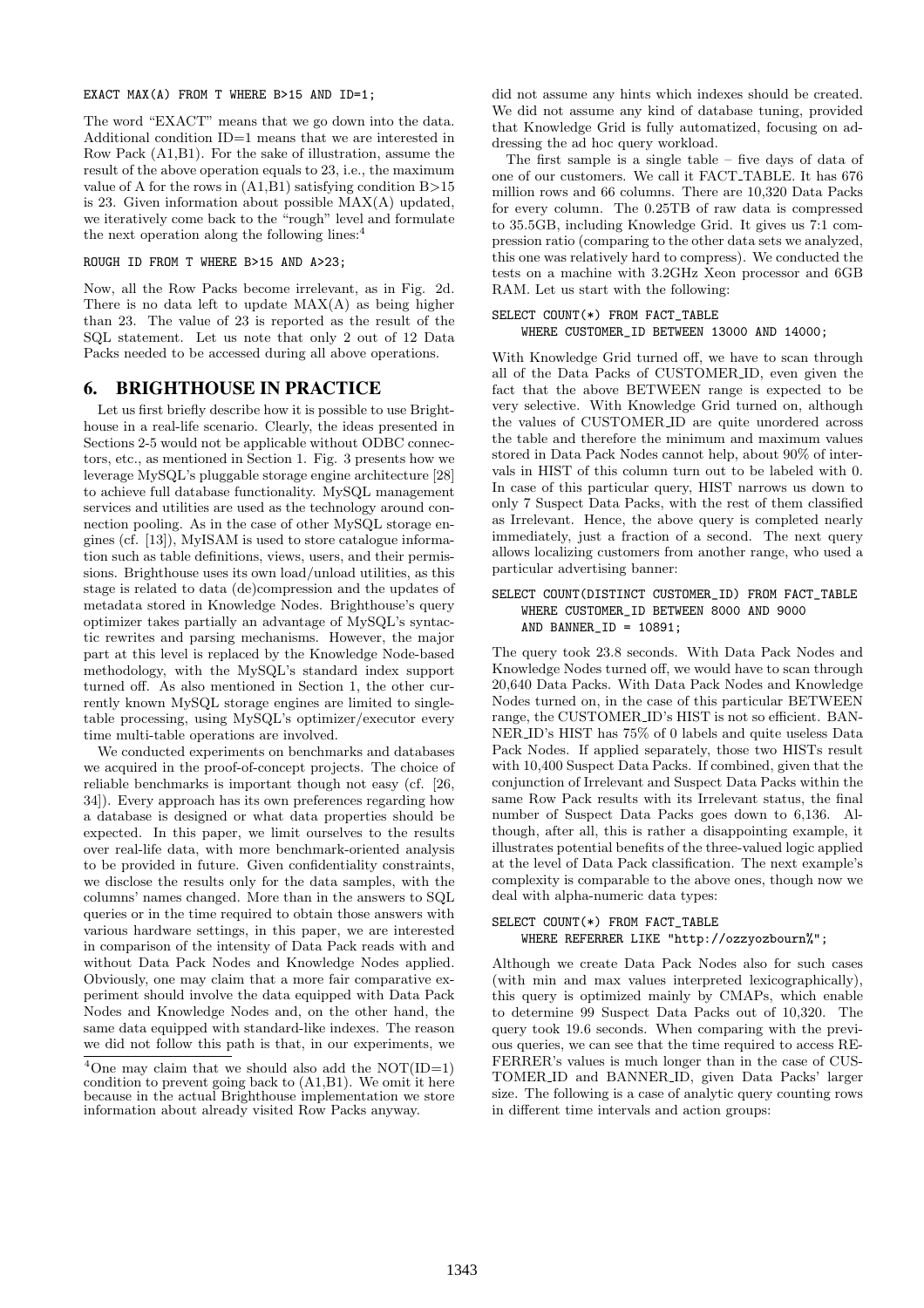```
EXACT MAX(A) FROM T WHERE B>15 AND ID=1;
```

The word "EXACT" means that we go down into the data. Additional condition ID=1 means that we are interested in Row Pack (A1,B1). For the sake of illustration, assume the result of the above operation equals to 23, i.e., the maximum value of A for the rows in (A1,B1) satisfying condition B>15 is 23. Given information about possible MAX(A) updated, we iteratively come back to the "rough" level and formulate the next operation along the following lines:[4]

```
ROUGH ID FROM T WHERE B>15 AND A>23;
```

Now, all the Row Packs become irrelevant, as in Fig. 2d. There is no data left to update MAX(A) as being higher than 23. The value of 23 is reported as the result of the SQL statement. Let us note that only 2 out of 12 Data Packs needed to be accessed during all above operations.

## 6. BRIGHTHOUSE IN PRACTICE

Let us first briefly describe how it is possible to use Brighthouse in a real-life scenario. Clearly, the ideas presented in Sections 2-5 would not be applicable without ODBC connectors, etc., as mentioned in Section 1. Fig. 3 presents how we leverage MySQL's pluggable storage engine architecture [28] to achieve full database functionality. MySQL management services and utilities are used as the technology around connection pooling. As in the case of other MySQL storage engines (cf. [13]), MyISAM is used to store catalogue information such as table definitions, views, users, and their permissions. Brighthouse uses its own load/unload utilities, as this stage is related to data (de)compression and the updates of metadata stored in Knowledge Nodes. Brighthouse's query optimizer takes partially an advantage of MySQL's syntactic rewrites and parsing mechanisms. However, the major part at this level is replaced by the Knowledge Node-based methodology, with the MySQL's standard index support turned off. As also mentioned in Section 1, the other currently known MySQL storage engines are limited to single-table processing, using MySQL's optimizer/executor every time multi-table operations are involved.

We conducted experiments on benchmarks and databases we acquired in the proof-of-concept projects. The choice of reliable benchmarks is important though not easy (cf. [26, 34]). Every approach has its own preferences regarding how a database is designed or what data properties should be expected. In this paper, we limit ourselves to the results over real-life data, with more benchmark-oriented analysis to be provided in future. Given confidentiality constraints, we disclose the results only for the data samples, with the columns' names changed. More than in the answers to SQL queries or in the time required to obtain those answers with various hardware settings, in this paper, we are interested in comparison of the intensity of Data Pack reads with and without Data Pack Nodes and Knowledge Nodes applied. Obviously, one may claim that a more fair comparative experiment should involve the data equipped with Data Pack Nodes and Knowledge Nodes and, on the other hand, the same data equipped with standard-like indexes. The reason we did not follow this path is that, in our experiments, we did not assume any hints which indexes should be created. We did not assume any kind of database tuning, provided that Knowledge Grid is fully automatized, focusing on addressing the ad hoc query workload.

The first sample is a single table – five days of data of one of our customers. We call it FACT_TABLE. It has 676 million rows and 66 columns. There are 10,320 Data Packs for every column. The 0.25TB of raw data is compressed to 35.5GB, including Knowledge Grid. It gives us 7:1 compression ratio (comparing to the other data sets we analyzed, this one was relatively hard to compress). We conducted the tests on a machine with 3.2GHz Xeon processor and 6GB RAM. Let us start with the following:

```
SELECT COUNT(*) FROM FACT_TABLE
    WHERE CUSTOMER_ID BETWEEN 13000 AND 14000;
```

With Knowledge Grid turned off, we have to scan through all of the Data Packs of CUSTOMER_ID, even given the fact that the above BETWEEN range is expected to be very selective. With Knowledge Grid turned on, although the values of CUSTOMER_ID are quite unordered across the table and therefore the minimum and maximum values stored in Data Pack Nodes cannot help, about 90% of intervals in HIST of this column turn out to be labeled with 0. In case of this particular query, HIST narrows us down to only 7 Suspect Data Packs, with the rest of them classified as Irrelevant. Hence, the above query is completed nearly immediately, just a fraction of a second. The next query allows localizing customers from another range, who used a particular advertising banner:

```
SELECT COUNT(DISTINCT CUSTOMER_ID) FROM FACT_TABLE
    WHERE CUSTOMER_ID BETWEEN 8000 AND 9000
    AND BANNER_ID = 10891;
```

The query took 23.8 seconds. With Data Pack Nodes and Knowledge Nodes turned off, we would have to scan through 20,640 Data Packs. With Data Pack Nodes and Knowledge Nodes turned on, in the case of this particular BETWEEN range, the CUSTOMER_ID's HIST is not so efficient. BANNER_ID's HIST has 75% of 0 labels and quite useless Data Pack Nodes. If applied separately, those two HISTs result with 10,400 Suspect Data Packs. If combined, given that the conjunction of Irrelevant and Suspect Data Packs within the same Row Pack results with its Irrelevant status, the final number of Suspect Data Packs goes down to 6,136. Although, after all, this is rather a disappointing example, it illustrates potential benefits of the three-valued logic applied at the level of Data Pack classification. The next example's complexity is comparable to the above ones, though now we deal with alpha-numeric data types:

```
SELECT COUNT(*) FROM FACT_TABLE
    WHERE REFERRER LIKE "http://ozzyozbourn%";
```

Although we create Data Pack Nodes also for such cases (with min and max values interpreted lexicographically), this query is optimized mainly by CMAPs, which enable to determine 99 Suspect Data Packs out of 10,320. The query took 19.6 seconds. When comparing with the previous queries, we can see that the time required to access REFERRER's values is much longer than in the case of CUSTOMER_ID and BANNER_ID, given Data Packs' larger size. The following is a case of analytic query counting rows in different time intervals and action groups:

[4] One may claim that we should also add the NOT(ID=1) condition to prevent going back to (A1,B1). We omit it here because in the actual Brighthouse implementation we store information about already visited Row Packs anyway.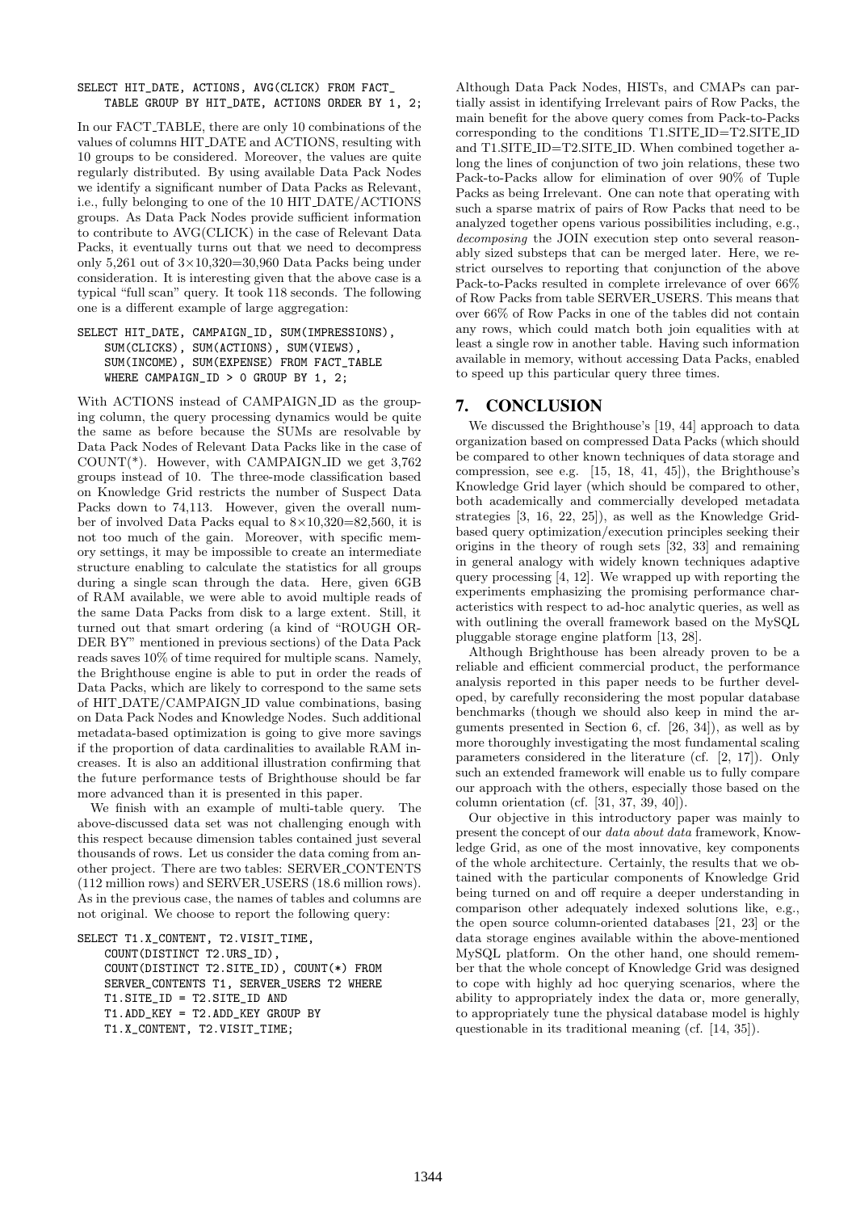```
SELECT HIT_DATE, ACTIONS, AVG(CLICK) FROM FACT_
    TABLE GROUP BY HIT_DATE, ACTIONS ORDER BY 1, 2;
```

In our FACT_TABLE, there are only 10 combinations of the values of columns HIT_DATE and ACTIONS, resulting with 10 groups to be considered. Moreover, the values are quite regularly distributed. By using available Data Pack Nodes we identify a significant number of Data Packs as Relevant, i.e., fully belonging to one of the 10 HIT_DATE/ACTIONS groups. As Data Pack Nodes provide sufficient information to contribute to AVG(CLICK) in the case of Relevant Data Packs, it eventually turns out that we need to decompress only 5,261 out of $3 \times 10{,}320 = 30{,}960$ Data Packs being under consideration. It is interesting given that the above case is a typical "full scan" query. It took 118 seconds. The following one is a different example of large aggregation:

```
SELECT HIT_DATE, CAMPAIGN_ID, SUM(IMPRESSIONS),
    SUM(CLICKS), SUM(ACTIONS), SUM(VIEWS),
    SUM(INCOME), SUM(EXPENSE) FROM FACT_TABLE
    WHERE CAMPAIGN_ID > 0 GROUP BY 1, 2;
```

With ACTIONS instead of CAMPAIGN_ID as the grouping column, the query processing dynamics would be quite the same as before because the SUMs are resolvable by Data Pack Nodes of Relevant Data Packs like in the case of COUNT(*). However, with CAMPAIGN_ID we get 3,762 groups instead of 10. The three-mode classification based on Knowledge Grid restricts the number of Suspect Data Packs down to 74,113. However, given the overall number of involved Data Packs equal to $8 \times 10{,}320 = 82{,}560$, it is not too much of the gain. Moreover, with specific memory settings, it may be impossible to create an intermediate structure enabling to calculate the statistics for all groups during a single scan through the data. Here, given 6GB of RAM available, we were able to avoid multiple reads of the same Data Packs from disk to a large extent. Still, it turned out that smart ordering (a kind of "ROUGH ORDER BY" mentioned in previous sections) of the Data Pack reads saves 10% of time required for multiple scans. Namely, the Brighthouse engine is able to put in order the reads of Data Packs, which are likely to correspond to the same sets of HIT_DATE/CAMPAIGN_ID value combinations, basing on Data Pack Nodes and Knowledge Nodes. Such additional metadata-based optimization is going to give more savings if the proportion of data cardinalities to available RAM increases. It is also an additional illustration confirming that the future performance tests of Brighthouse should be far more advanced than it is presented in this paper.

We finish with an example of multi-table query. The above-discussed data set was not challenging enough with this respect because dimension tables contained just several thousands of rows. Let us consider the data coming from another project. There are two tables: SERVER_CONTENTS (112 million rows) and SERVER_USERS (18.6 million rows). As in the previous case, the names of tables and columns are not original. We choose to report the following query:

```
SELECT T1.X_CONTENT, T2.VISIT_TIME,
    COUNT(DISTINCT T2.URS_ID),
    COUNT(DISTINCT T2.SITE_ID), COUNT(*) FROM
    SERVER_CONTENTS T1, SERVER_USERS T2 WHERE
    T1.SITE_ID = T2.SITE_ID AND
    T1.ADD_KEY = T2.ADD_KEY GROUP BY
    T1.X_CONTENT, T2.VISIT_TIME;
```

Although Data Pack Nodes, HISTs, and CMAPs can partially assist in identifying Irrelevant pairs of Row Packs, the main benefit for the above query comes from Pack-to-Packs corresponding to the conditions T1.SITE_ID=T2.SITE_ID and T1.SITE_ID=T2.SITE_ID. When combined together along the lines of conjunction of two join relations, these two Pack-to-Packs allow for elimination of over 90% of Tuple Packs as being Irrelevant. One can note that operating with such a sparse matrix of pairs of Row Packs that need to be analyzed together opens various possibilities including, e.g., *decomposing* the JOIN execution step onto several reasonably sized substeps that can be merged later. Here, we restrict ourselves to reporting that conjunction of the above Pack-to-Packs resulted in complete irrelevance of over 66% of Row Packs from table SERVER_USERS. This means that over 66% of Row Packs in one of the tables did not contain any rows, which could match both join equalities with at least a single row in another table. Having such information available in memory, without accessing Data Packs, enabled to speed up this particular query three times.

## 7. CONCLUSION

We discussed the Brighthouse's [19, 44] approach to data organization based on compressed Data Packs (which should be compared to other known techniques of data storage and compression, see e.g. [15, 18, 41, 45]), the Brighthouse's Knowledge Grid layer (which should be compared to other, both academically and commercially developed metadata strategies [3, 16, 22, 25]), as well as the Knowledge Grid-based query optimization/execution principles seeking their origins in the theory of rough sets [32, 33] and remaining in general analogy with widely known techniques adaptive query processing [4, 12]. We wrapped up with reporting the experiments emphasizing the promising performance characteristics with respect to ad-hoc analytic queries, as well as with outlining the overall framework based on the MySQL pluggable storage engine platform [13, 28].

Although Brighthouse has been already proven to be a reliable and efficient commercial product, the performance analysis reported in this paper needs to be further developed, by carefully reconsidering the most popular database benchmarks (though we should also keep in mind the arguments presented in Section 6, cf. [26, 34]), as well as by more thoroughly investigating the most fundamental scaling parameters considered in the literature (cf. [2, 17]). Only such an extended framework will enable us to fully compare our approach with the others, especially those based on the column orientation (cf. [31, 37, 39, 40]).

Our objective in this introductory paper was mainly to present the concept of our *data about data* framework, Knowledge Grid, as one of the most innovative, key components of the whole architecture. Certainly, the results that we obtained with the particular components of Knowledge Grid being turned on and off require a deeper understanding in comparison other adequately indexed solutions like, e.g., the open source column-oriented databases [21, 23] or the data storage engines available within the above-mentioned MySQL platform. On the other hand, one should remember that the whole concept of Knowledge Grid was designed to cope with highly ad hoc querying scenarios, where the ability to appropriately index the data or, more generally, to appropriately tune the physical database model is highly questionable in its traditional meaning (cf. [14, 35]).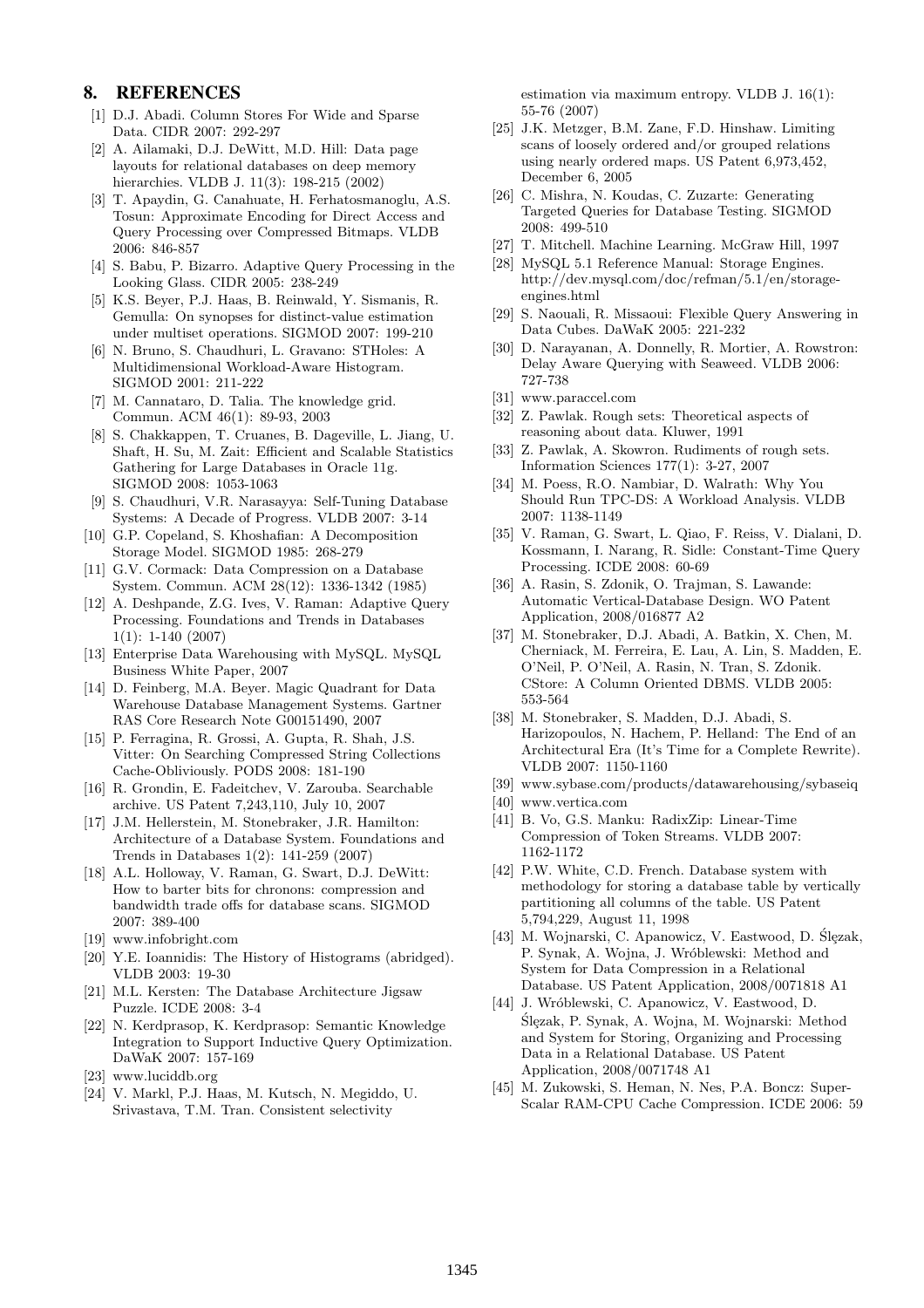## 8. REFERENCES

[1] D.J. Abadi. Column Stores For Wide and Sparse Data. CIDR 2007: 292-297

[2] A. Ailamaki, D.J. DeWitt, M.D. Hill: Data page layouts for relational databases on deep memory hierarchies. VLDB J. 11(3): 198-215 (2002)

[3] T. Apaydin, G. Canahuate, H. Ferhatosmanoglu, A.S. Tosun: Approximate Encoding for Direct Access and Query Processing over Compressed Bitmaps. VLDB 2006: 846-857

[4] S. Babu, P. Bizarro. Adaptive Query Processing in the Looking Glass. CIDR 2005: 238-249

[5] K.S. Beyer, P.J. Haas, B. Reinwald, Y. Sismanis, R. Gemulla: On synopses for distinct-value estimation under multiset operations. SIGMOD 2007: 199-210

[6] N. Bruno, S. Chaudhuri, L. Gravano: STHoles: A Multidimensional Workload-Aware Histogram. SIGMOD 2001: 211-222

[7] M. Cannataro, D. Talia. The knowledge grid. Commun. ACM 46(1): 89-93, 2003

[8] S. Chakkappen, T. Cruanes, B. Dageville, L. Jiang, U. Shaft, H. Su, M. Zait: Efficient and Scalable Statistics Gathering for Large Databases in Oracle 11g. SIGMOD 2008: 1053-1063

[9] S. Chaudhuri, V.R. Narasayya: Self-Tuning Database Systems: A Decade of Progress. VLDB 2007: 3-14

[10] G.P. Copeland, S. Khoshafian: A Decomposition Storage Model. SIGMOD 1985: 268-279

[11] G.V. Cormack: Data Compression on a Database System. Commun. ACM 28(12): 1336-1342 (1985)

[12] A. Deshpande, Z.G. Ives, V. Raman: Adaptive Query Processing. Foundations and Trends in Databases 1(1): 1-140 (2007)

[13] Enterprise Data Warehousing with MySQL. MySQL Business White Paper, 2007

[14] D. Feinberg, M.A. Beyer. Magic Quadrant for Data Warehouse Database Management Systems. Gartner RAS Core Research Note G00151490, 2007

[15] P. Ferragina, R. Grossi, A. Gupta, R. Shah, J.S. Vitter: On Searching Compressed String Collections Cache-Obliviously. PODS 2008: 181-190

[16] R. Grondin, E. Fadeitchev, V. Zarouba. Searchable archive. US Patent 7,243,110, July 10, 2007

[17] J.M. Hellerstein, M. Stonebraker, J.R. Hamilton: Architecture of a Database System. Foundations and Trends in Databases 1(2): 141-259 (2007)

[18] A.L. Holloway, V. Raman, G. Swart, D.J. DeWitt: How to barter bits for chronons: compression and bandwidth trade offs for database scans. SIGMOD 2007: 389-400

[19] www.infobright.com

[20] Y.E. Ioannidis: The History of Histograms (abridged). VLDB 2003: 19-30

[21] M.L. Kersten: The Database Architecture Jigsaw Puzzle. ICDE 2008: 3-4

[22] N. Kerdprasop, K. Kerdprasop: Semantic Knowledge Integration to Support Inductive Query Optimization. DaWaK 2007: 157-169

[23] www.luciddb.org

[24] V. Markl, P.J. Haas, M. Kutsch, N. Megiddo, U. Srivastava, T.M. Tran. Consistent selectivity estimation via maximum entropy. VLDB J. 16(1): 55-76 (2007)

[25] J.K. Metzger, B.M. Zane, F.D. Hinshaw. Limiting scans of loosely ordered and/or grouped relations using nearly ordered maps. US Patent 6,973,452, December 6, 2005

[26] C. Mishra, N. Koudas, C. Zuzarte: Generating Targeted Queries for Database Testing. SIGMOD 2008: 499-510

[27] T. Mitchell. Machine Learning. McGraw Hill, 1997

[28] MySQL 5.1 Reference Manual: Storage Engines. http://dev.mysql.com/doc/refman/5.1/en/storage-engines.html

[29] S. Naouali, R. Missaoui: Flexible Query Answering in Data Cubes. DaWaK 2005: 221-232

[30] D. Narayanan, A. Donnelly, R. Mortier, A. Rowstron: Delay Aware Querying with Seaweed. VLDB 2006: 727-738

[31] www.paraccel.com

[32] Z. Pawlak. Rough sets: Theoretical aspects of reasoning about data. Kluwer, 1991

[33] Z. Pawlak, A. Skowron. Rudiments of rough sets. Information Sciences 177(1): 3-27, 2007

[34] M. Poess, R.O. Nambiar, D. Walrath: Why You Should Run TPC-DS: A Workload Analysis. VLDB 2007: 1138-1149

[35] V. Raman, G. Swart, L. Qiao, F. Reiss, V. Dialani, D. Kossmann, I. Narang, R. Sidle: Constant-Time Query Processing. ICDE 2008: 60-69

[36] A. Rasin, S. Zdonik, O. Trajman, S. Lawande: Automatic Vertical-Database Design. WO Patent Application, 2008/016877 A2

[37] M. Stonebraker, D.J. Abadi, A. Batkin, X. Chen, M. Cherniack, M. Ferreira, E. Lau, A. Lin, S. Madden, E. O'Neil, P. O'Neil, A. Rasin, N. Tran, S. Zdonik. CStore: A Column Oriented DBMS. VLDB 2005: 553-564

[38] M. Stonebraker, S. Madden, D.J. Abadi, S. Harizopoulos, N. Hachem, P. Helland: The End of an Architectural Era (It's Time for a Complete Rewrite). VLDB 2007: 1150-1160

[39] www.sybase.com/products/datawarehousing/sybaseiq

[40] www.vertica.com

[41] B. Vo, G.S. Manku: RadixZip: Linear-Time Compression of Token Streams. VLDB 2007: 1162-1172

[42] P.W. White, C.D. French. Database system with methodology for storing a database table by vertically partitioning all columns of the table. US Patent 5,794,229, August 11, 1998

[43] M. Wojnarski, C. Apanowicz, V. Eastwood, D. Ślęzak, P. Synak, A. Wojna, J. Wróblewski: Method and System for Data Compression in a Relational Database. US Patent Application, 2008/0071818 A1

[44] J. Wróblewski, C. Apanowicz, V. Eastwood, D. Ślęzak, P. Synak, A. Wojna, M. Wojnarski: Method and System for Storing, Organizing and Processing Data in a Relational Database. US Patent Application, 2008/0071748 A1

[45] M. Zukowski, S. Heman, N. Nes, P.A. Boncz: Super-Scalar RAM-CPU Cache Compression. ICDE 2006: 59